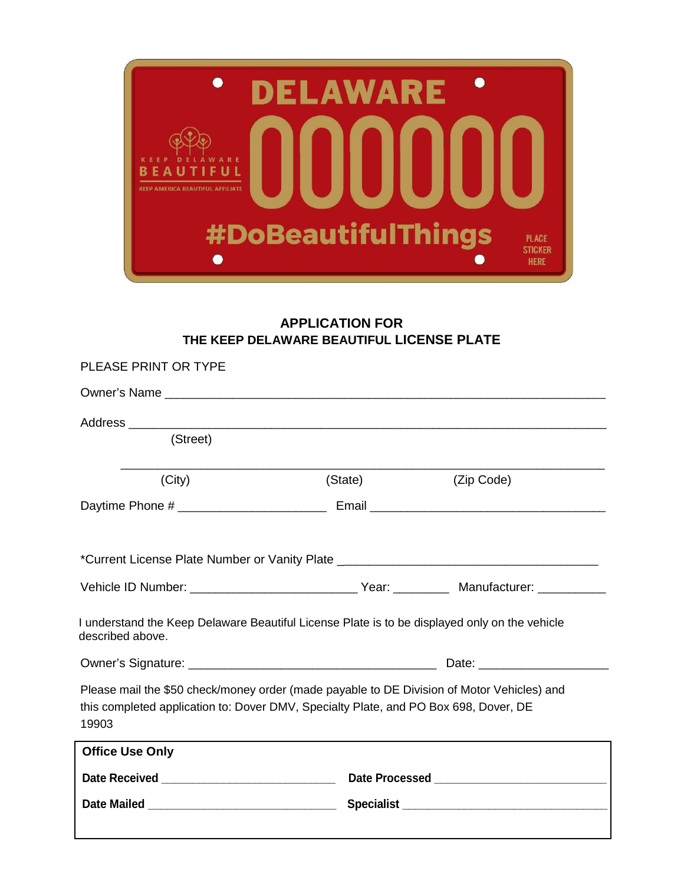## APPLICATION FOR
## THE KEEP DELAWARE BEAUTIFUL LICENSE PLATE

PLEASE PRINT OR TYPE

Owner's Name ___________________________________________________________________

Address _______________________________________________________________________
(Street)

_______________________________________________________________________
(City) (State) (Zip Code)

Daytime Phone # ______________________ Email ___________________________________

*Current License Plate Number or Vanity Plate _______________________________________

Vehicle ID Number: ________________________ Year: ________ Manufacturer: __________

I understand the Keep Delaware Beautiful License Plate is to be displayed only on the vehicle described above.

Owner's Signature: _____________________________________ Date: __________________

Please mail the $50 check/money order (made payable to DE Division of Motor Vehicles) and this completed application to: Dover DMV, Specialty Plate, and PO Box 698, Dover, DE 19903

**Office Use Only**

**Date Received** ___________________________ **Date Processed** ___________________________

**Date Mailed** ___________________________ **Specialist** ___________________________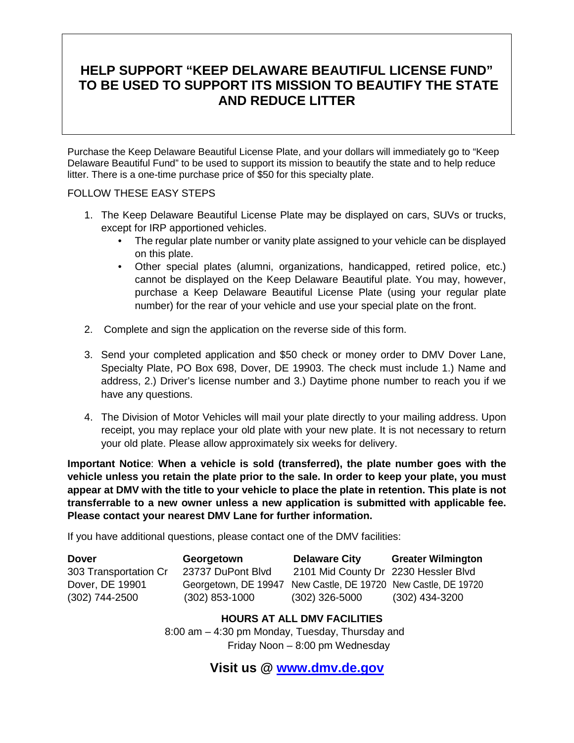# HELP SUPPORT "KEEP DELAWARE BEAUTIFUL LICENSE FUND" TO BE USED TO SUPPORT ITS MISSION TO BEAUTIFY THE STATE AND REDUCE LITTER

Purchase the Keep Delaware Beautiful License Plate, and your dollars will immediately go to "Keep Delaware Beautiful Fund" to be used to support its mission to beautify the state and to help reduce litter. There is a one-time purchase price of $50 for this specialty plate.

FOLLOW THESE EASY STEPS

1. The Keep Delaware Beautiful License Plate may be displayed on cars, SUVs or trucks, except for IRP apportioned vehicles.
   - The regular plate number or vanity plate assigned to your vehicle can be displayed on this plate.
   - Other special plates (alumni, organizations, handicapped, retired police, etc.) cannot be displayed on the Keep Delaware Beautiful plate. You may, however, purchase a Keep Delaware Beautiful License Plate (using your regular plate number) for the rear of your vehicle and use your special plate on the front.
2. Complete and sign the application on the reverse side of this form.
3. Send your completed application and $50 check or money order to DMV Dover Lane, Specialty Plate, PO Box 698, Dover, DE 19903. The check must include 1.) Name and address, 2.) Driver's license number and 3.) Daytime phone number to reach you if we have any questions.
4. The Division of Motor Vehicles will mail your plate directly to your mailing address. Upon receipt, you may replace your old plate with your new plate. It is not necessary to return your old plate. Please allow approximately six weeks for delivery.

**Important Notice**: **When a vehicle is sold (transferred), the plate number goes with the vehicle unless you retain the plate prior to the sale. In order to keep your plate, you must appear at DMV with the title to your vehicle to place the plate in retention. This plate is not transferrable to a new owner unless a new application is submitted with applicable fee. Please contact your nearest DMV Lane for further information.**

If you have additional questions, please contact one of the DMV facilities:

| **Dover** | **Georgetown** | **Delaware City** | **Greater Wilmington** |
|---|---|---|---|
| 303 Transportation Cr | 23737 DuPont Blvd | 2101 Mid County Dr | 2230 Hessler Blvd |
| Dover, DE 19901 | Georgetown, DE 19947 | New Castle, DE 19720 | New Castle, DE 19720 |
| (302) 744-2500 | (302) 853-1000 | (302) 326-5000 | (302) 434-3200 |

**HOURS AT ALL DMV FACILITIES**

8:00 am – 4:30 pm Monday, Tuesday, Thursday and Friday Noon – 8:00 pm Wednesday

## Visit us @ www.dmv.de.gov